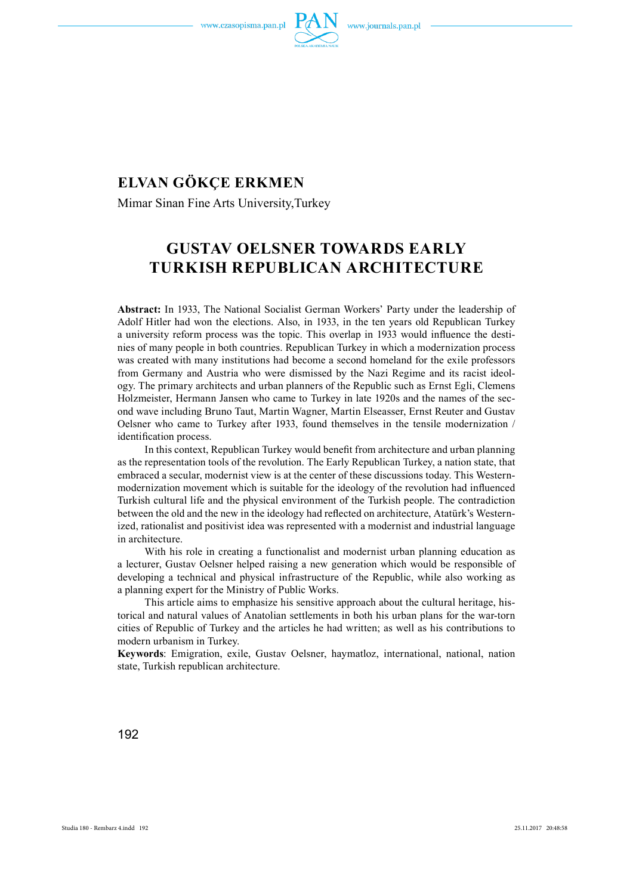## ELVAN GÖKÇE ERKMEN

Mimar Sinan Fine Arts University,Turkey

# GUSTAV OELSNER TOWARDS EARLY TURKISH REPUBLICAN ARCHITECTURE

**Abstract:** In 1933, The National Socialist German Workers' Party under the leadership of Adolf Hitler had won the elections. Also, in 1933, in the ten years old Republican Turkey a university reform process was the topic. This overlap in 1933 would influence the destinies of many people in both countries. Republican Turkey in which a modernization process was created with many institutions had become a second homeland for the exile professors from Germany and Austria who were dismissed by the Nazi Regime and its racist ideology. The primary architects and urban planners of the Republic such as Ernst Egli, Clemens Holzmeister, Hermann Jansen who came to Turkey in late 1920s and the names of the second wave including Bruno Taut, Martin Wagner, Martin Elseasser, Ernst Reuter and Gustav Oelsner who came to Turkey after 1933, found themselves in the tensile modernization / identification process.

In this context, Republican Turkey would benefit from architecture and urban planning as the representation tools of the revolution. The Early Republican Turkey, a nation state, that embraced a secular, modernist view is at the center of these discussions today. This Western-modernization movement which is suitable for the ideology of the revolution had influenced Turkish cultural life and the physical environment of the Turkish people. The contradiction between the old and the new in the ideology had reflected on architecture, Atatürk's Westernized, rationalist and positivist idea was represented with a modernist and industrial language in architecture.

With his role in creating a functionalist and modernist urban planning education as a lecturer, Gustav Oelsner helped raising a new generation which would be responsible of developing a technical and physical infrastructure of the Republic, while also working as a planning expert for the Ministry of Public Works.

This article aims to emphasize his sensitive approach about the cultural heritage, historical and natural values of Anatolian settlements in both his urban plans for the war-torn cities of Republic of Turkey and the articles he had written; as well as his contributions to modern urbanism in Turkey.

**Keywords**: Emigration, exile, Gustav Oelsner, haymatloz, international, national, nation state, Turkish republican architecture.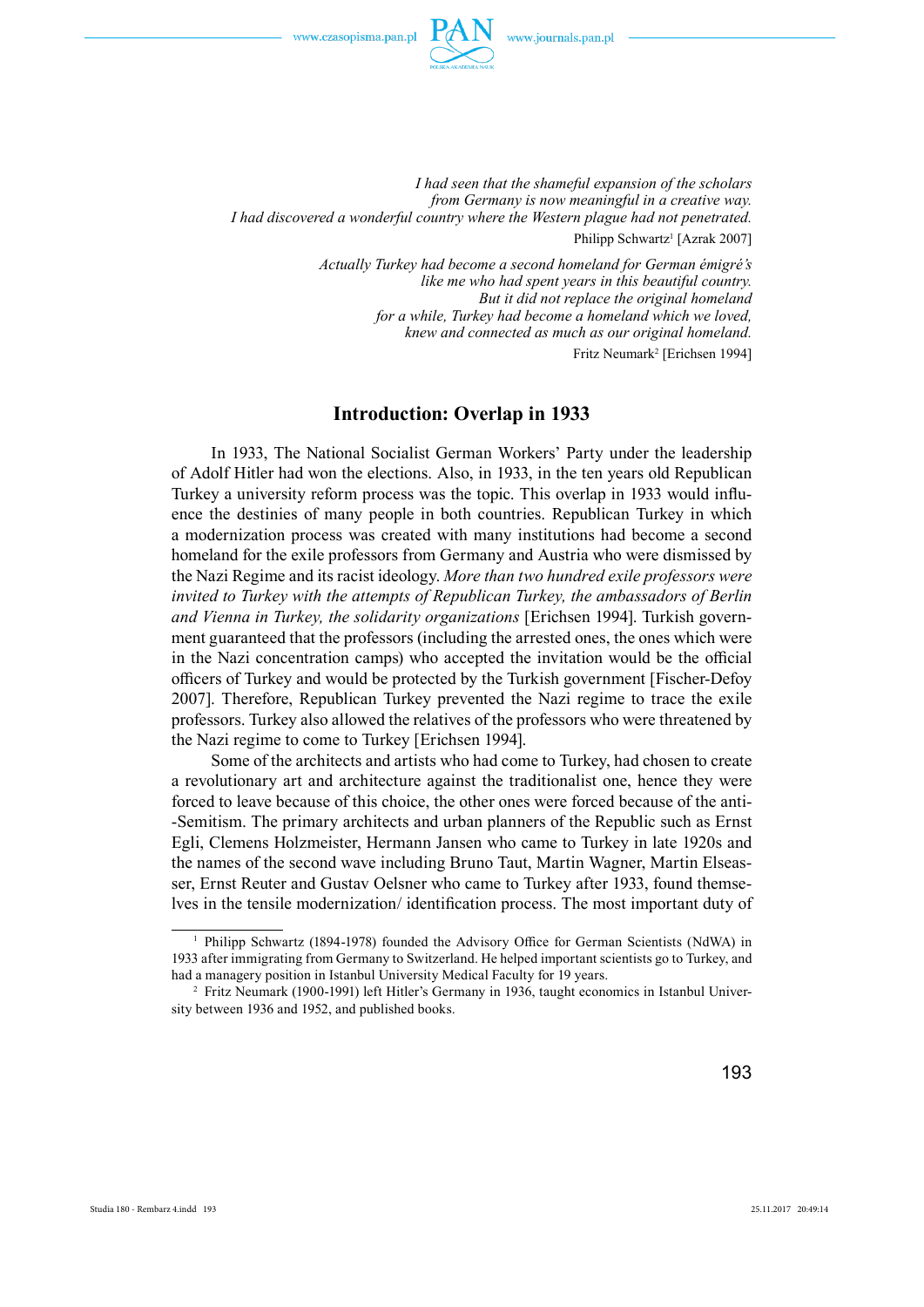*I had seen that the shameful expansion of the scholars*
*from Germany is now meaningful in a creative way.*
*I had discovered a wonderful country where the Western plague had not penetrated.*

Philipp Schwartz[1] [Azrak 2007]

*Actually Turkey had become a second homeland for German émigré's*
*like me who had spent years in this beautiful country.*
*But it did not replace the original homeland*
*for a while, Turkey had become a homeland which we loved,*
*knew and connected as much as our original homeland.*

Fritz Neumark[2] [Erichsen 1994]

## Introduction: Overlap in 1933

In 1933, The National Socialist German Workers' Party under the leadership of Adolf Hitler had won the elections. Also, in 1933, in the ten years old Republican Turkey a university reform process was the topic. This overlap in 1933 would influence the destinies of many people in both countries. Republican Turkey in which a modernization process was created with many institutions had become a second homeland for the exile professors from Germany and Austria who were dismissed by the Nazi Regime and its racist ideology. *More than two hundred exile professors were invited to Turkey with the attempts of Republican Turkey, the ambassadors of Berlin and Vienna in Turkey, the solidarity organizations* [Erichsen 1994]. Turkish government guaranteed that the professors (including the arrested ones, the ones which were in the Nazi concentration camps) who accepted the invitation would be the official officers of Turkey and would be protected by the Turkish government [Fischer-Defoy 2007]. Therefore, Republican Turkey prevented the Nazi regime to trace the exile professors. Turkey also allowed the relatives of the professors who were threatened by the Nazi regime to come to Turkey [Erichsen 1994].

Some of the architects and artists who had come to Turkey, had chosen to create a revolutionary art and architecture against the traditionalist one, hence they were forced to leave because of this choice, the other ones were forced because of the anti-Semitism. The primary architects and urban planners of the Republic such as Ernst Egli, Clemens Holzmeister, Hermann Jansen who came to Turkey in late 1920s and the names of the second wave including Bruno Taut, Martin Wagner, Martin Elsaesser, Ernst Reuter and Gustav Oelsner who came to Turkey after 1933, found themselves in the tensile modernization/ identification process. The most important duty of

---

[1] Philipp Schwartz (1894-1978) founded the Advisory Office for German Scientists (NdWA) in 1933 after immigrating from Germany to Switzerland. He helped important scientists go to Turkey, and had a managery position in Istanbul University Medical Faculty for 19 years.

[2] Fritz Neumark (1900-1991) left Hitler's Germany in 1936, taught economics in Istanbul University between 1936 and 1952, and published books.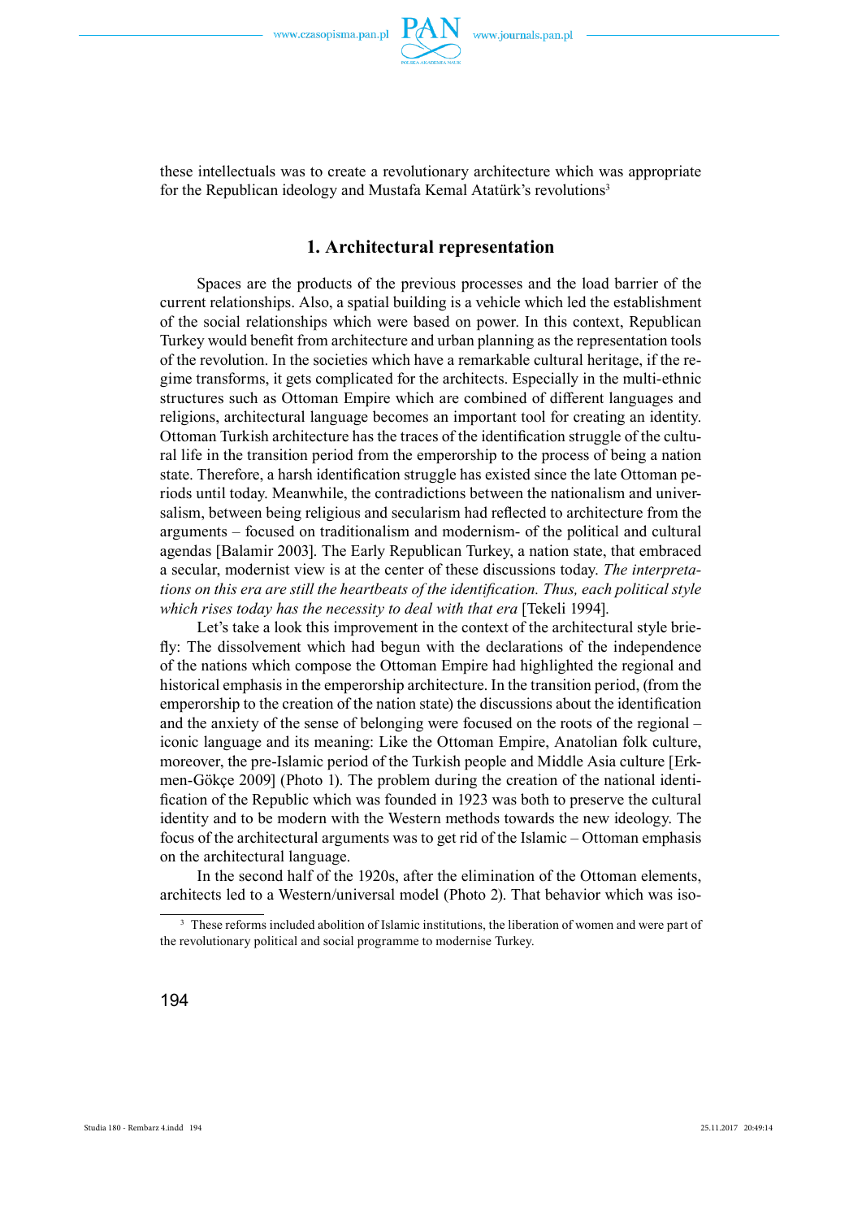these intellectuals was to create a revolutionary architecture which was appropriate for the Republican ideology and Mustafa Kemal Atatürk's revolutions[3]

## 1. Architectural representation

Spaces are the products of the previous processes and the load barrier of the current relationships. Also, a spatial building is a vehicle which led the establishment of the social relationships which were based on power. In this context, Republican Turkey would benefit from architecture and urban planning as the representation tools of the revolution. In the societies which have a remarkable cultural heritage, if the regime transforms, it gets complicated for the architects. Especially in the multi-ethnic structures such as Ottoman Empire which are combined of different languages and religions, architectural language becomes an important tool for creating an identity. Ottoman Turkish architecture has the traces of the identification struggle of the cultural life in the transition period from the emperorship to the process of being a nation state. Therefore, a harsh identification struggle has existed since the late Ottoman periods until today. Meanwhile, the contradictions between the nationalism and universalism, between being religious and secularism had reflected to architecture from the arguments – focused on traditionalism and modernism- of the political and cultural agendas [Balamir 2003]. The Early Republican Turkey, a nation state, that embraced a secular, modernist view is at the center of these discussions today. *The interpretations on this era are still the heartbeats of the identification. Thus, each political style which rises today has the necessity to deal with that era* [Tekeli 1994].

Let's take a look this improvement in the context of the architectural style briefly: The dissolvement which had begun with the declarations of the independence of the nations which compose the Ottoman Empire had highlighted the regional and historical emphasis in the emperorship architecture. In the transition period, (from the emperorship to the creation of the nation state) the discussions about the identification and the anxiety of the sense of belonging were focused on the roots of the regional – iconic language and its meaning: Like the Ottoman Empire, Anatolian folk culture, moreover, the pre-Islamic period of the Turkish people and Middle Asia culture [Erkmen-Gökçe 2009] (Photo 1). The problem during the creation of the national identification of the Republic which was founded in 1923 was both to preserve the cultural identity and to be modern with the Western methods towards the new ideology. The focus of the architectural arguments was to get rid of the Islamic – Ottoman emphasis on the architectural language.

In the second half of the 1920s, after the elimination of the Ottoman elements, architects led to a Western/universal model (Photo 2). That behavior which was iso-

[3] These reforms included abolition of Islamic institutions, the liberation of women and were part of the revolutionary political and social programme to modernise Turkey.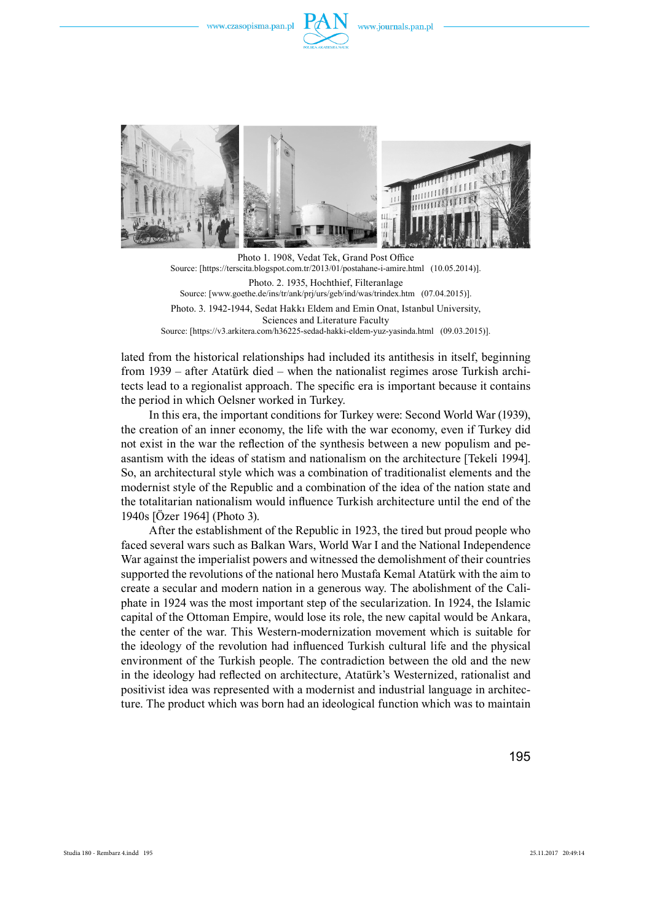Photo 1. 1908, Vedat Tek, Grand Post Office
Source: [https://terscita.blogspot.com.tr/2013/01/postahane-i-amire.html (10.05.2014)].

Photo. 2. 1935, Hochthief, Filteranlage
Source: [www.goethe.de/ins/tr/ank/prj/urs/geb/ind/was/trindex.htm (07.04.2015)].

Photo. 3. 1942-1944, Sedat Hakkı Eldem and Emin Onat, Istanbul University, Sciences and Literature Faculty
Source: [https://v3.arkitera.com/h36225-sedad-hakki-eldem-yuz-yasinda.html (09.03.2015)].

lated from the historical relationships had included its antithesis in itself, beginning from 1939 – after Atatürk died – when the nationalist regimes arose Turkish architects lead to a regionalist approach. The specific era is important because it contains the period in which Oelsner worked in Turkey.

In this era, the important conditions for Turkey were: Second World War (1939), the creation of an inner economy, the life with the war economy, even if Turkey did not exist in the war the reflection of the synthesis between a new populism and peasantism with the ideas of statism and nationalism on the architecture [Tekeli 1994]. So, an architectural style which was a combination of traditionalist elements and the modernist style of the Republic and a combination of the idea of the nation state and the totalitarian nationalism would influence Turkish architecture until the end of the 1940s [Özer 1964] (Photo 3).

After the establishment of the Republic in 1923, the tired but proud people who faced several wars such as Balkan Wars, World War I and the National Independence War against the imperialist powers and witnessed the demolishment of their countries supported the revolutions of the national hero Mustafa Kemal Atatürk with the aim to create a secular and modern nation in a generous way. The abolishment of the Caliphate in 1924 was the most important step of the secularization. In 1924, the Islamic capital of the Ottoman Empire, would lose its role, the new capital would be Ankara, the center of the war. This Western-modernization movement which is suitable for the ideology of the revolution had influenced Turkish cultural life and the physical environment of the Turkish people. The contradiction between the old and the new in the ideology had reflected on architecture, Atatürk's Westernized, rationalist and positivist idea was represented with a modernist and industrial language in architecture. The product which was born had an ideological function which was to maintain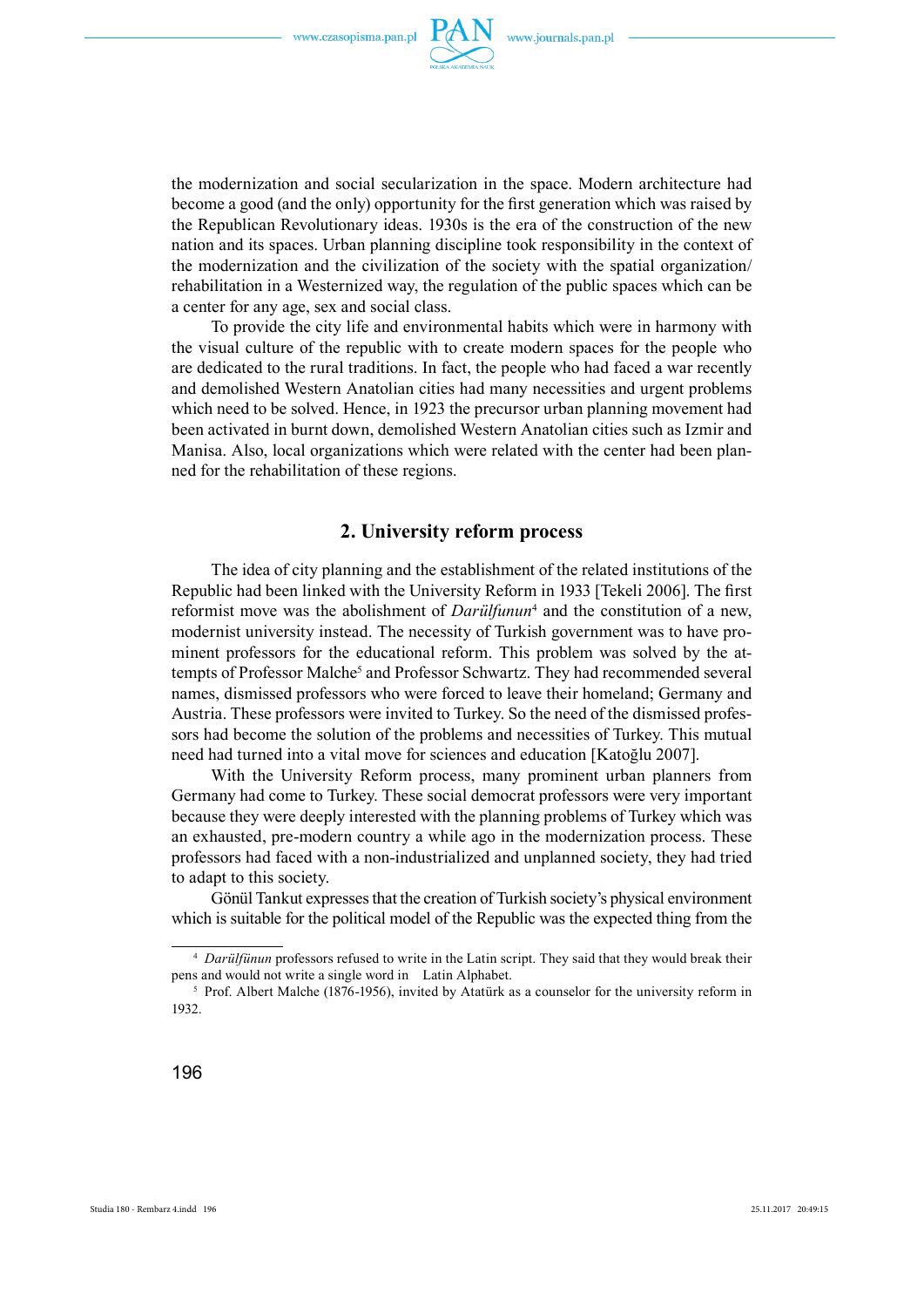the modernization and social secularization in the space. Modern architecture had become a good (and the only) opportunity for the first generation which was raised by the Republican Revolutionary ideas. 1930s is the era of the construction of the new nation and its spaces. Urban planning discipline took responsibility in the context of the modernization and the civilization of the society with the spatial organization/rehabilitation in a Westernized way, the regulation of the public spaces which can be a center for any age, sex and social class.

To provide the city life and environmental habits which were in harmony with the visual culture of the republic with to create modern spaces for the people who are dedicated to the rural traditions. In fact, the people who had faced a war recently and demolished Western Anatolian cities had many necessities and urgent problems which need to be solved. Hence, in 1923 the precursor urban planning movement had been activated in burnt down, demolished Western Anatolian cities such as Izmir and Manisa. Also, local organizations which were related with the center had been planned for the rehabilitation of these regions.

## 2. University reform process

The idea of city planning and the establishment of the related institutions of the Republic had been linked with the University Reform in 1933 [Tekeli 2006]. The first reformist move was the abolishment of *Darülfunun*[4] and the constitution of a new, modernist university instead. The necessity of Turkish government was to have prominent professors for the educational reform. This problem was solved by the attempts of Professor Malche[5] and Professor Schwartz. They had recommended several names, dismissed professors who were forced to leave their homeland; Germany and Austria. These professors were invited to Turkey. So the need of the dismissed professors had become the solution of the problems and necessities of Turkey. This mutual need had turned into a vital move for sciences and education [Katoğlu 2007].

With the University Reform process, many prominent urban planners from Germany had come to Turkey. These social democrat professors were very important because they were deeply interested with the planning problems of Turkey which was an exhausted, pre-modern country a while ago in the modernization process. These professors had faced with a non-industrialized and unplanned society, they had tried to adapt to this society.

Gönül Tankut expresses that the creation of Turkish society's physical environment which is suitable for the political model of the Republic was the expected thing from the

---

[4] *Darülfünun* professors refused to write in the Latin script. They said that they would break their pens and would not write a single word in Latin Alphabet.

[5] Prof. Albert Malche (1876-1956), invited by Atatürk as a counselor for the university reform in 1932.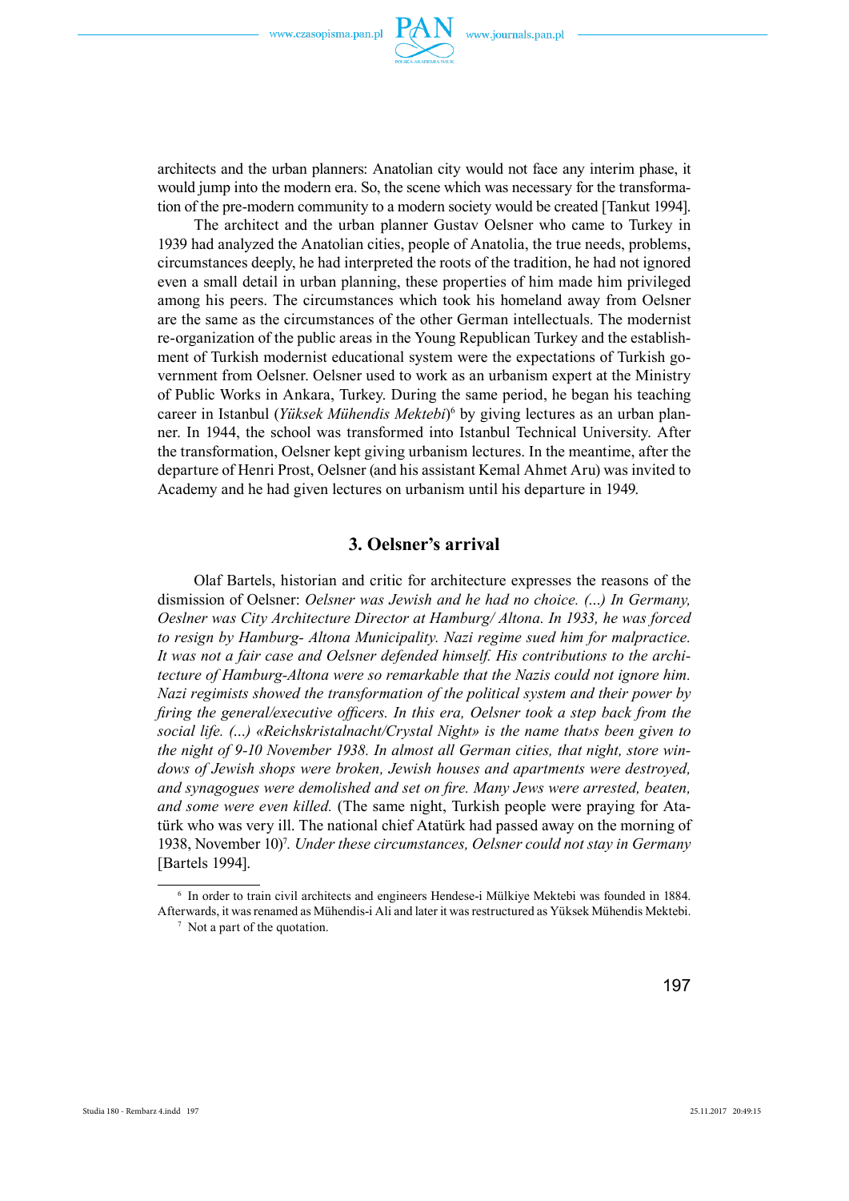architects and the urban planners: Anatolian city would not face any interim phase, it would jump into the modern era. So, the scene which was necessary for the transformation of the pre-modern community to a modern society would be created [Tankut 1994].

The architect and the urban planner Gustav Oelsner who came to Turkey in 1939 had analyzed the Anatolian cities, people of Anatolia, the true needs, problems, circumstances deeply, he had interpreted the roots of the tradition, he had not ignored even a small detail in urban planning, these properties of him made him privileged among his peers. The circumstances which took his homeland away from Oelsner are the same as the circumstances of the other German intellectuals. The modernist re-organization of the public areas in the Young Republican Turkey and the establishment of Turkish modernist educational system were the expectations of Turkish government from Oelsner. Oelsner used to work as an urbanism expert at the Ministry of Public Works in Ankara, Turkey. During the same period, he began his teaching career in Istanbul (*Yüksek Mühendis Mektebi*)[6] by giving lectures as an urban planner. In 1944, the school was transformed into Istanbul Technical University. After the transformation, Oelsner kept giving urbanism lectures. In the meantime, after the departure of Henri Prost, Oelsner (and his assistant Kemal Ahmet Aru) was invited to Academy and he had given lectures on urbanism until his departure in 1949.

## 3. Oelsner's arrival

Olaf Bartels, historian and critic for architecture expresses the reasons of the dismission of Oelsner: *Oelsner was Jewish and he had no choice. (...) In Germany, Oeslner was City Architecture Director at Hamburg/ Altona. In 1933, he was forced to resign by Hamburg- Altona Municipality. Nazi regime sued him for malpractice. It was not a fair case and Oelsner defended himself. His contributions to the architecture of Hamburg-Altona were so remarkable that the Nazis could not ignore him. Nazi regimists showed the transformation of the political system and their power by firing the general/executive officers. In this era, Oelsner took a step back from the social life. (...) «Reichskristalnacht/Crystal Night» is the name that›s been given to the night of 9-10 November 1938. In almost all German cities, that night, store windows of Jewish shops were broken, Jewish houses and apartments were destroyed, and synagogues were demolished and set on fire. Many Jews were arrested, beaten, and some were even killed.* (The same night, Turkish people were praying for Atatürk who was very ill. The national chief Atatürk had passed away on the morning of 1938, November 10)[7]. *Under these circumstances, Oelsner could not stay in Germany* [Bartels 1994].

[6] In order to train civil architects and engineers Hendese-i Mülkiye Mektebi was founded in 1884. Afterwards, it was renamed as Mühendis-i Ali and later it was restructured as Yüksek Mühendis Mektebi.

[7] Not a part of the quotation.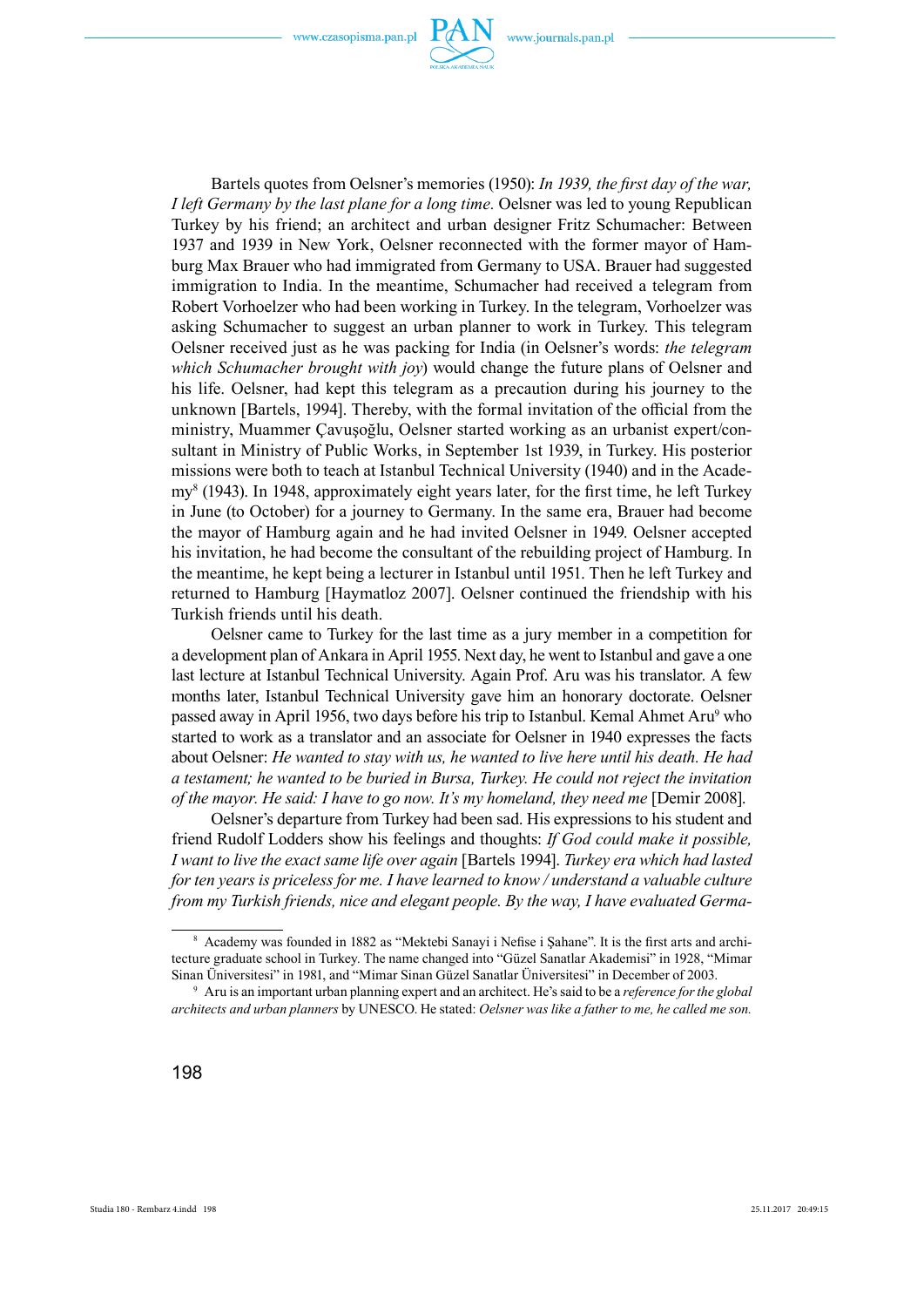Bartels quotes from Oelsner's memories (1950): *In 1939, the first day of the war, I left Germany by the last plane for a long time.* Oelsner was led to young Republican Turkey by his friend; an architect and urban designer Fritz Schumacher: Between 1937 and 1939 in New York, Oelsner reconnected with the former mayor of Hamburg Max Brauer who had immigrated from Germany to USA. Brauer had suggested immigration to India. In the meantime, Schumacher had received a telegram from Robert Vorhoelzer who had been working in Turkey. In the telegram, Vorhoelzer was asking Schumacher to suggest an urban planner to work in Turkey. This telegram Oelsner received just as he was packing for India (in Oelsner's words: *the telegram which Schumacher brought with joy*) would change the future plans of Oelsner and his life. Oelsner, had kept this telegram as a precaution during his journey to the unknown [Bartels, 1994]. Thereby, with the formal invitation of the official from the ministry, Muammer Çavuşoğlu, Oelsner started working as an urbanist expert/consultant in Ministry of Public Works, in September 1st 1939, in Turkey. His posterior missions were both to teach at Istanbul Technical University (1940) and in the Academy[8] (1943). In 1948, approximately eight years later, for the first time, he left Turkey in June (to October) for a journey to Germany. In the same era, Brauer had become the mayor of Hamburg again and he had invited Oelsner in 1949. Oelsner accepted his invitation, he had become the consultant of the rebuilding project of Hamburg. In the meantime, he kept being a lecturer in Istanbul until 1951. Then he left Turkey and returned to Hamburg [Haymatloz 2007]. Oelsner continued the friendship with his Turkish friends until his death.

Oelsner came to Turkey for the last time as a jury member in a competition for a development plan of Ankara in April 1955. Next day, he went to Istanbul and gave a one last lecture at Istanbul Technical University. Again Prof. Aru was his translator. A few months later, Istanbul Technical University gave him an honorary doctorate. Oelsner passed away in April 1956, two days before his trip to Istanbul. Kemal Ahmet Aru[9] who started to work as a translator and an associate for Oelsner in 1940 expresses the facts about Oelsner: *He wanted to stay with us, he wanted to live here until his death. He had a testament; he wanted to be buried in Bursa, Turkey. He could not reject the invitation of the mayor. He said: I have to go now. It's my homeland, they need me* [Demir 2008].

Oelsner's departure from Turkey had been sad. His expressions to his student and friend Rudolf Lodders show his feelings and thoughts: *If God could make it possible, I want to live the exact same life over again* [Bartels 1994]. *Turkey era which had lasted for ten years is priceless for me. I have learned to know / understand a valuable culture from my Turkish friends, nice and elegant people. By the way, I have evaluated Germa-*

---

[8] Academy was founded in 1882 as "Mektebi Sanayi i Nefise i Şahane". It is the first arts and architecture graduate school in Turkey. The name changed into "Güzel Sanatlar Akademisi" in 1928, "Mimar Sinan Üniversitesi" in 1981, and "Mimar Sinan Güzel Sanatlar Üniversitesi" in December of 2003.

[9] Aru is an important urban planning expert and an architect. He's said to be a *reference for the global architects and urban planners* by UNESCO. He stated: *Oelsner was like a father to me, he called me son.*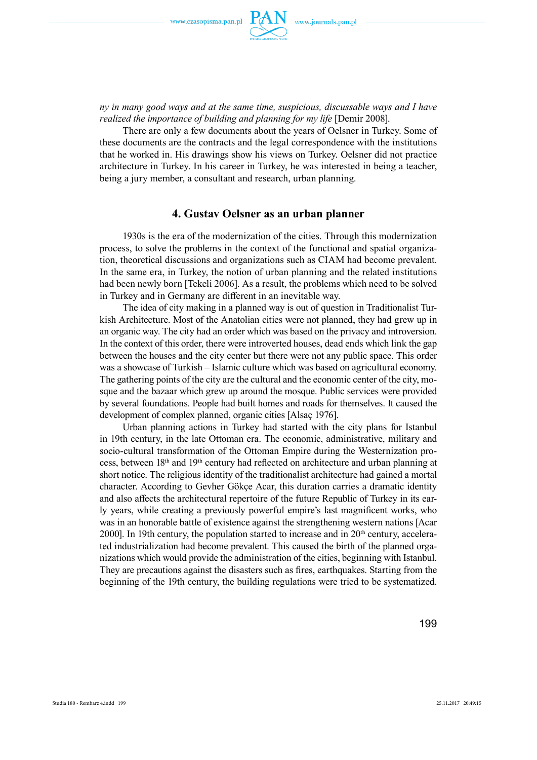*ny in many good ways and at the same time, suspicious, discussable ways and I have realized the importance of building and planning for my life* [Demir 2008].

There are only a few documents about the years of Oelsner in Turkey. Some of these documents are the contracts and the legal correspondence with the institutions that he worked in. His drawings show his views on Turkey. Oelsner did not practice architecture in Turkey. In his career in Turkey, he was interested in being a teacher, being a jury member, a consultant and research, urban planning.

## 4. Gustav Oelsner as an urban planner

1930s is the era of the modernization of the cities. Through this modernization process, to solve the problems in the context of the functional and spatial organization, theoretical discussions and organizations such as CIAM had become prevalent. In the same era, in Turkey, the notion of urban planning and the related institutions had been newly born [Tekeli 2006]. As a result, the problems which need to be solved in Turkey and in Germany are different in an inevitable way.

The idea of city making in a planned way is out of question in Traditionalist Turkish Architecture. Most of the Anatolian cities were not planned, they had grew up in an organic way. The city had an order which was based on the privacy and introversion. In the context of this order, there were introverted houses, dead ends which link the gap between the houses and the city center but there were not any public space. This order was a showcase of Turkish – Islamic culture which was based on agricultural economy. The gathering points of the city are the cultural and the economic center of the city, mosque and the bazaar which grew up around the mosque. Public services were provided by several foundations. People had built homes and roads for themselves. It caused the development of complex planned, organic cities [Alsaç 1976].

Urban planning actions in Turkey had started with the city plans for Istanbul in 19th century, in the late Ottoman era. The economic, administrative, military and socio-cultural transformation of the Ottoman Empire during the Westernization process, between 18th and 19th century had reflected on architecture and urban planning at short notice. The religious identity of the traditionalist architecture had gained a mortal character. According to Gevher Gökçe Acar, this duration carries a dramatic identity and also affects the architectural repertoire of the future Republic of Turkey in its early years, while creating a previously powerful empire's last magnificent works, who was in an honorable battle of existence against the strengthening western nations [Acar 2000]. In 19th century, the population started to increase and in 20th century, accelerated industrialization had become prevalent. This caused the birth of the planned organizations which would provide the administration of the cities, beginning with Istanbul. They are precautions against the disasters such as fires, earthquakes. Starting from the beginning of the 19th century, the building regulations were tried to be systematized.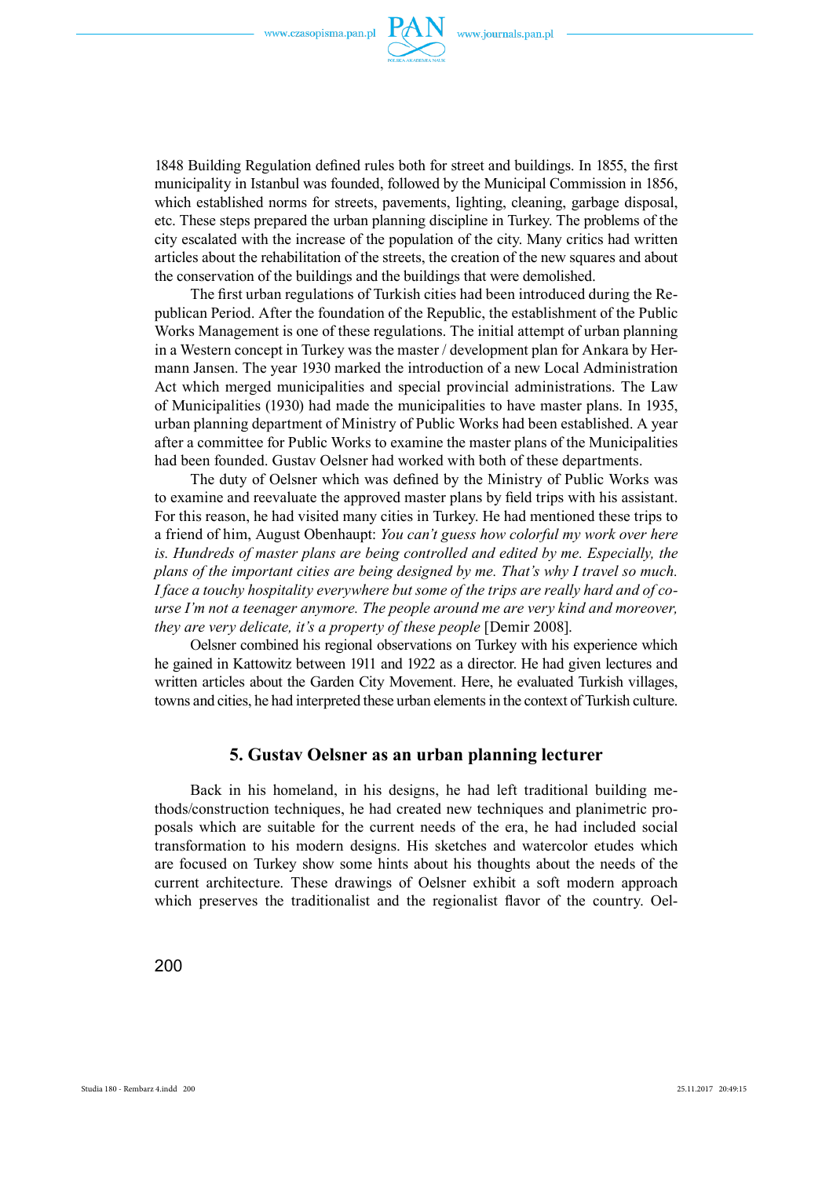1848 Building Regulation defined rules both for street and buildings. In 1855, the first municipality in Istanbul was founded, followed by the Municipal Commission in 1856, which established norms for streets, pavements, lighting, cleaning, garbage disposal, etc. These steps prepared the urban planning discipline in Turkey. The problems of the city escalated with the increase of the population of the city. Many critics had written articles about the rehabilitation of the streets, the creation of the new squares and about the conservation of the buildings and the buildings that were demolished.

The first urban regulations of Turkish cities had been introduced during the Republican Period. After the foundation of the Republic, the establishment of the Public Works Management is one of these regulations. The initial attempt of urban planning in a Western concept in Turkey was the master / development plan for Ankara by Hermann Jansen. The year 1930 marked the introduction of a new Local Administration Act which merged municipalities and special provincial administrations. The Law of Municipalities (1930) had made the municipalities to have master plans. In 1935, urban planning department of Ministry of Public Works had been established. A year after a committee for Public Works to examine the master plans of the Municipalities had been founded. Gustav Oelsner had worked with both of these departments.

The duty of Oelsner which was defined by the Ministry of Public Works was to examine and reevaluate the approved master plans by field trips with his assistant. For this reason, he had visited many cities in Turkey. He had mentioned these trips to a friend of him, August Obenhaupt: *You can't guess how colorful my work over here is. Hundreds of master plans are being controlled and edited by me. Especially, the plans of the important cities are being designed by me. That's why I travel so much. I face a touchy hospitality everywhere but some of the trips are really hard and of course I'm not a teenager anymore. The people around me are very kind and moreover, they are very delicate, it's a property of these people* [Demir 2008].

Oelsner combined his regional observations on Turkey with his experience which he gained in Kattowitz between 1911 and 1922 as a director. He had given lectures and written articles about the Garden City Movement. Here, he evaluated Turkish villages, towns and cities, he had interpreted these urban elements in the context of Turkish culture.

## 5. Gustav Oelsner as an urban planning lecturer

Back in his homeland, in his designs, he had left traditional building methods/construction techniques, he had created new techniques and planimetric proposals which are suitable for the current needs of the era, he had included social transformation to his modern designs. His sketches and watercolor etudes which are focused on Turkey show some hints about his thoughts about the needs of the current architecture. These drawings of Oelsner exhibit a soft modern approach which preserves the traditionalist and the regionalist flavor of the country. Oel-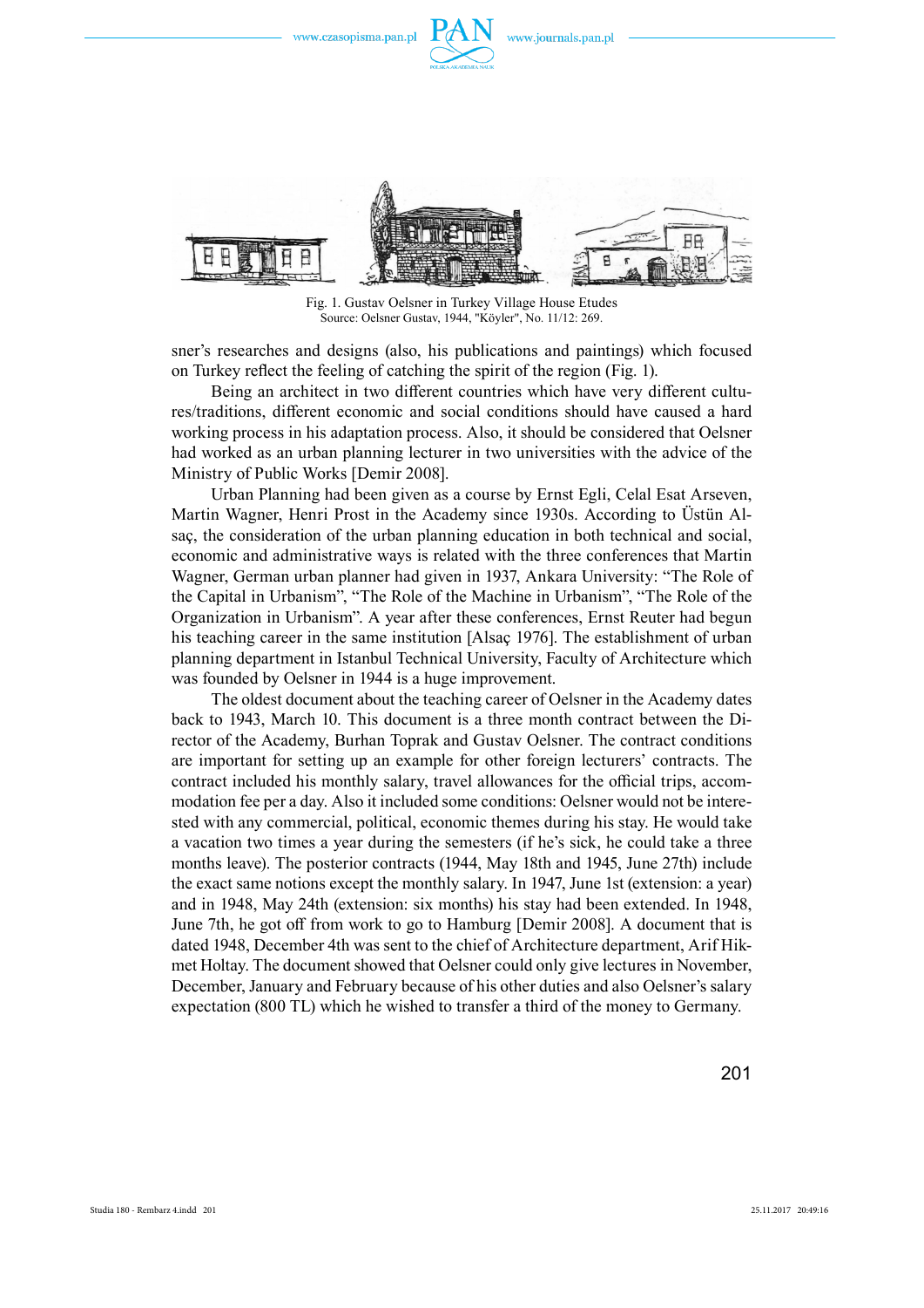Fig. 1. Gustav Oelsner in Turkey Village House Etudes
Source: Oelsner Gustav, 1944, "Köyler", No. 11/12: 269.

sner's researches and designs (also, his publications and paintings) which focused on Turkey reflect the feeling of catching the spirit of the region (Fig. 1).

Being an architect in two different countries which have very different cultures/traditions, different economic and social conditions should have caused a hard working process in his adaptation process. Also, it should be considered that Oelsner had worked as an urban planning lecturer in two universities with the advice of the Ministry of Public Works [Demir 2008].

Urban Planning had been given as a course by Ernst Egli, Celal Esat Arseven, Martin Wagner, Henri Prost in the Academy since 1930s. According to Üstün Alsaç, the consideration of the urban planning education in both technical and social, economic and administrative ways is related with the three conferences that Martin Wagner, German urban planner had given in 1937, Ankara University: "The Role of the Capital in Urbanism", "The Role of the Machine in Urbanism", "The Role of the Organization in Urbanism". A year after these conferences, Ernst Reuter had begun his teaching career in the same institution [Alsaç 1976]. The establishment of urban planning department in Istanbul Technical University, Faculty of Architecture which was founded by Oelsner in 1944 is a huge improvement.

The oldest document about the teaching career of Oelsner in the Academy dates back to 1943, March 10. This document is a three month contract between the Director of the Academy, Burhan Toprak and Gustav Oelsner. The contract conditions are important for setting up an example for other foreign lecturers' contracts. The contract included his monthly salary, travel allowances for the official trips, accommodation fee per a day. Also it included some conditions: Oelsner would not be interested with any commercial, political, economic themes during his stay. He would take a vacation two times a year during the semesters (if he's sick, he could take a three months leave). The posterior contracts (1944, May 18th and 1945, June 27th) include the exact same notions except the monthly salary. In 1947, June 1st (extension: a year) and in 1948, May 24th (extension: six months) his stay had been extended. In 1948, June 7th, he got off from work to go to Hamburg [Demir 2008]. A document that is dated 1948, December 4th was sent to the chief of Architecture department, Arif Hikmet Holtay. The document showed that Oelsner could only give lectures in November, December, January and February because of his other duties and also Oelsner's salary expectation (800 TL) which he wished to transfer a third of the money to Germany.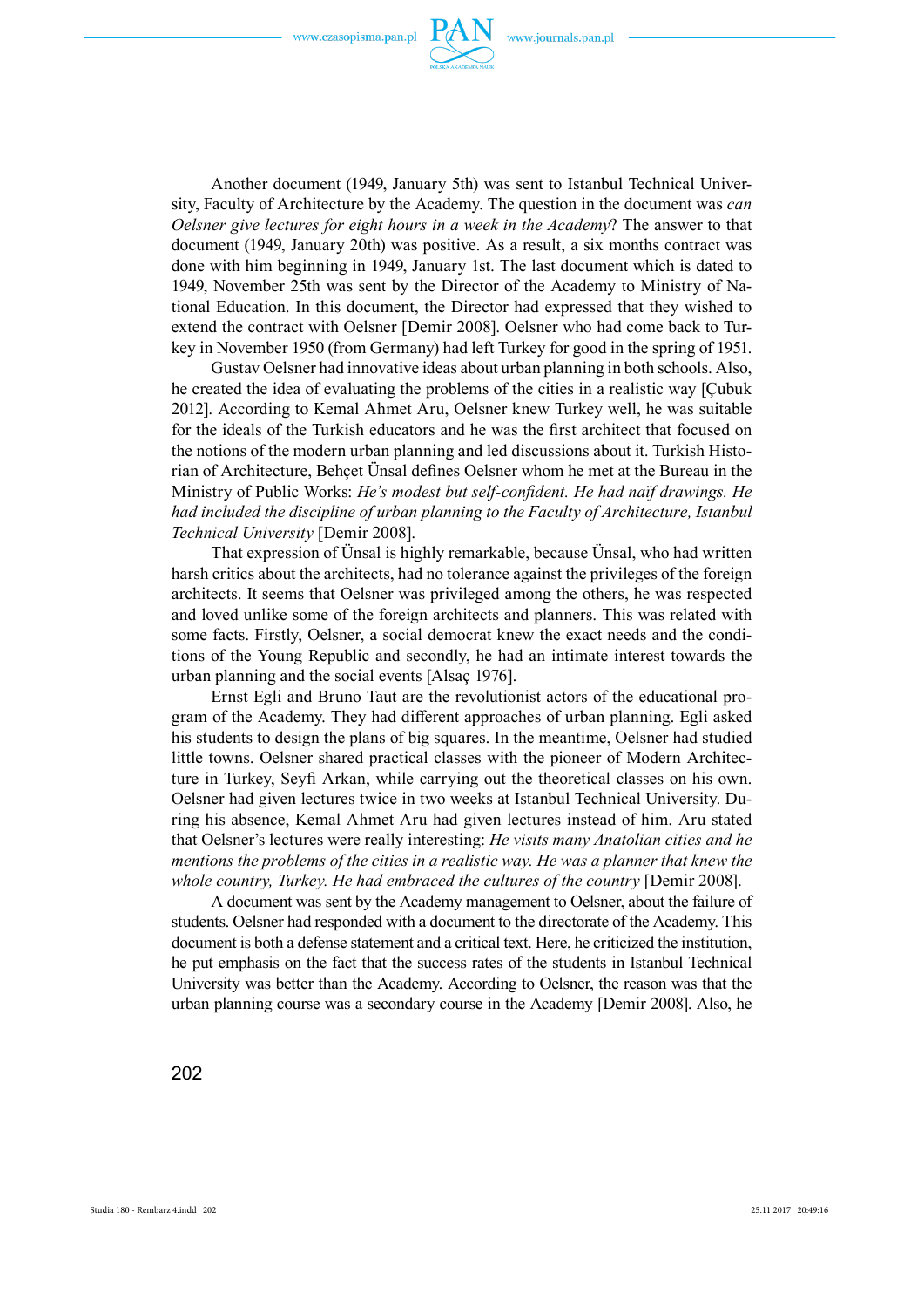Another document (1949, January 5th) was sent to Istanbul Technical University, Faculty of Architecture by the Academy. The question in the document was *can Oelsner give lectures for eight hours in a week in the Academy*? The answer to that document (1949, January 20th) was positive. As a result, a six months contract was done with him beginning in 1949, January 1st. The last document which is dated to 1949, November 25th was sent by the Director of the Academy to Ministry of National Education. In this document, the Director had expressed that they wished to extend the contract with Oelsner [Demir 2008]. Oelsner who had come back to Turkey in November 1950 (from Germany) had left Turkey for good in the spring of 1951.

Gustav Oelsner had innovative ideas about urban planning in both schools. Also, he created the idea of evaluating the problems of the cities in a realistic way [Çubuk 2012]. According to Kemal Ahmet Aru, Oelsner knew Turkey well, he was suitable for the ideals of the Turkish educators and he was the first architect that focused on the notions of the modern urban planning and led discussions about it. Turkish Historian of Architecture, Behçet Ünsal defines Oelsner whom he met at the Bureau in the Ministry of Public Works: *He's modest but self-confident. He had naïf drawings. He had included the discipline of urban planning to the Faculty of Architecture, Istanbul Technical University* [Demir 2008].

That expression of Ünsal is highly remarkable, because Ünsal, who had written harsh critics about the architects, had no tolerance against the privileges of the foreign architects. It seems that Oelsner was privileged among the others, he was respected and loved unlike some of the foreign architects and planners. This was related with some facts. Firstly, Oelsner, a social democrat knew the exact needs and the conditions of the Young Republic and secondly, he had an intimate interest towards the urban planning and the social events [Alsaç 1976].

Ernst Egli and Bruno Taut are the revolutionist actors of the educational program of the Academy. They had different approaches of urban planning. Egli asked his students to design the plans of big squares. In the meantime, Oelsner had studied little towns. Oelsner shared practical classes with the pioneer of Modern Architecture in Turkey, Seyfi Arkan, while carrying out the theoretical classes on his own. Oelsner had given lectures twice in two weeks at Istanbul Technical University. During his absence, Kemal Ahmet Aru had given lectures instead of him. Aru stated that Oelsner's lectures were really interesting: *He visits many Anatolian cities and he mentions the problems of the cities in a realistic way. He was a planner that knew the whole country, Turkey. He had embraced the cultures of the country* [Demir 2008].

A document was sent by the Academy management to Oelsner, about the failure of students. Oelsner had responded with a document to the directorate of the Academy. This document is both a defense statement and a critical text. Here, he criticized the institution, he put emphasis on the fact that the success rates of the students in Istanbul Technical University was better than the Academy. According to Oelsner, the reason was that the urban planning course was a secondary course in the Academy [Demir 2008]. Also, he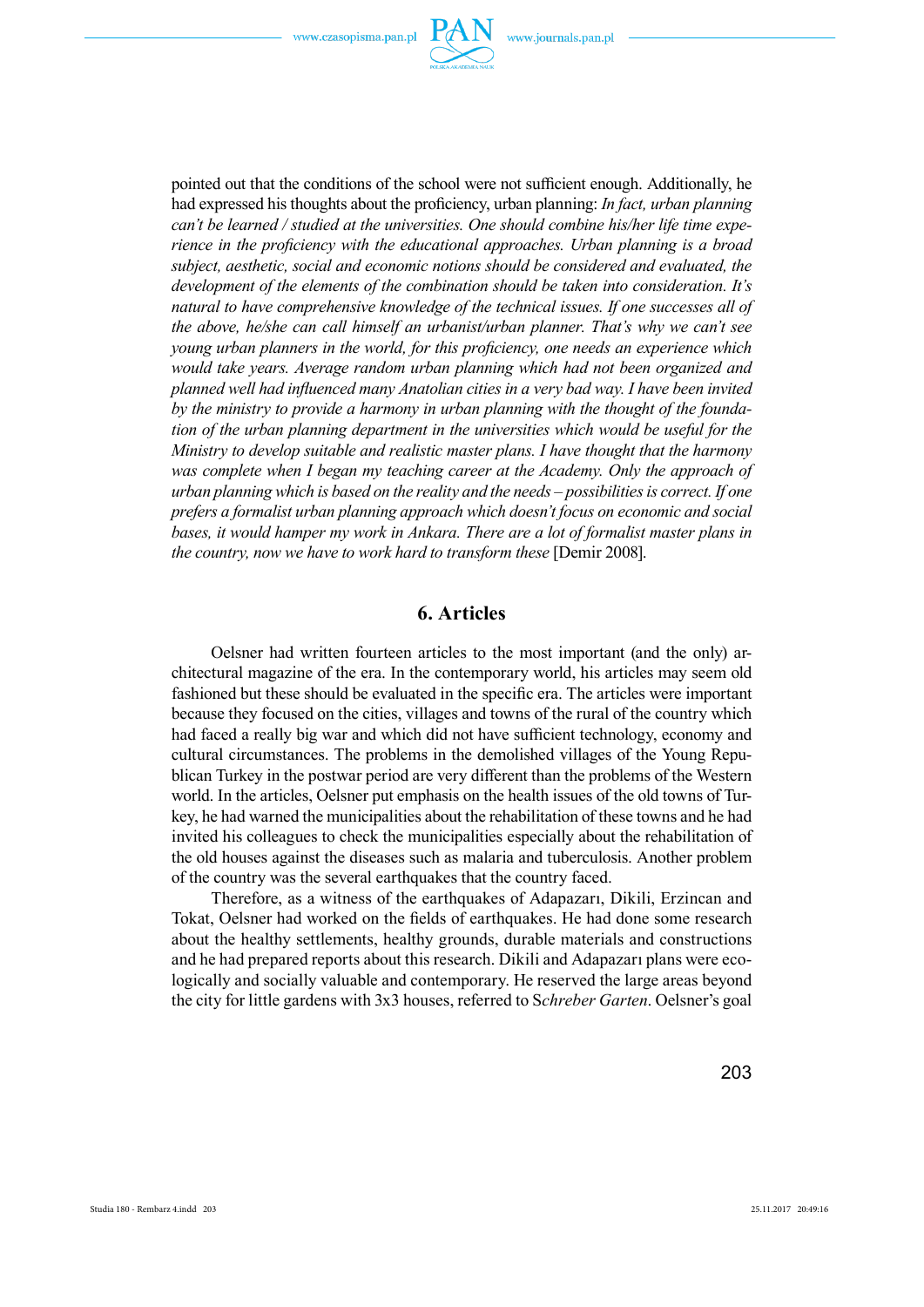pointed out that the conditions of the school were not sufficient enough. Additionally, he had expressed his thoughts about the proficiency, urban planning: *In fact, urban planning can't be learned / studied at the universities. One should combine his/her life time experience in the proficiency with the educational approaches. Urban planning is a broad subject, aesthetic, social and economic notions should be considered and evaluated, the development of the elements of the combination should be taken into consideration. It's natural to have comprehensive knowledge of the technical issues. If one successes all of the above, he/she can call himself an urbanist/urban planner. That's why we can't see young urban planners in the world, for this proficiency, one needs an experience which would take years. Average random urban planning which had not been organized and planned well had influenced many Anatolian cities in a very bad way. I have been invited by the ministry to provide a harmony in urban planning with the thought of the foundation of the urban planning department in the universities which would be useful for the Ministry to develop suitable and realistic master plans. I have thought that the harmony was complete when I began my teaching career at the Academy. Only the approach of urban planning which is based on the reality and the needs – possibilities is correct. If one prefers a formalist urban planning approach which doesn't focus on economic and social bases, it would hamper my work in Ankara. There are a lot of formalist master plans in the country, now we have to work hard to transform these* [Demir 2008].

## 6. Articles

Oelsner had written fourteen articles to the most important (and the only) architectural magazine of the era. In the contemporary world, his articles may seem old fashioned but these should be evaluated in the specific era. The articles were important because they focused on the cities, villages and towns of the rural of the country which had faced a really big war and which did not have sufficient technology, economy and cultural circumstances. The problems in the demolished villages of the Young Republican Turkey in the postwar period are very different than the problems of the Western world. In the articles, Oelsner put emphasis on the health issues of the old towns of Turkey, he had warned the municipalities about the rehabilitation of these towns and he had invited his colleagues to check the municipalities especially about the rehabilitation of the old houses against the diseases such as malaria and tuberculosis. Another problem of the country was the several earthquakes that the country faced.

Therefore, as a witness of the earthquakes of Adapazarı, Dikili, Erzincan and Tokat, Oelsner had worked on the fields of earthquakes. He had done some research about the healthy settlements, healthy grounds, durable materials and constructions and he had prepared reports about this research. Dikili and Adapazarı plans were ecologically and socially valuable and contemporary. He reserved the large areas beyond the city for little gardens with 3x3 houses, referred to S*chreber Garten*. Oelsner's goal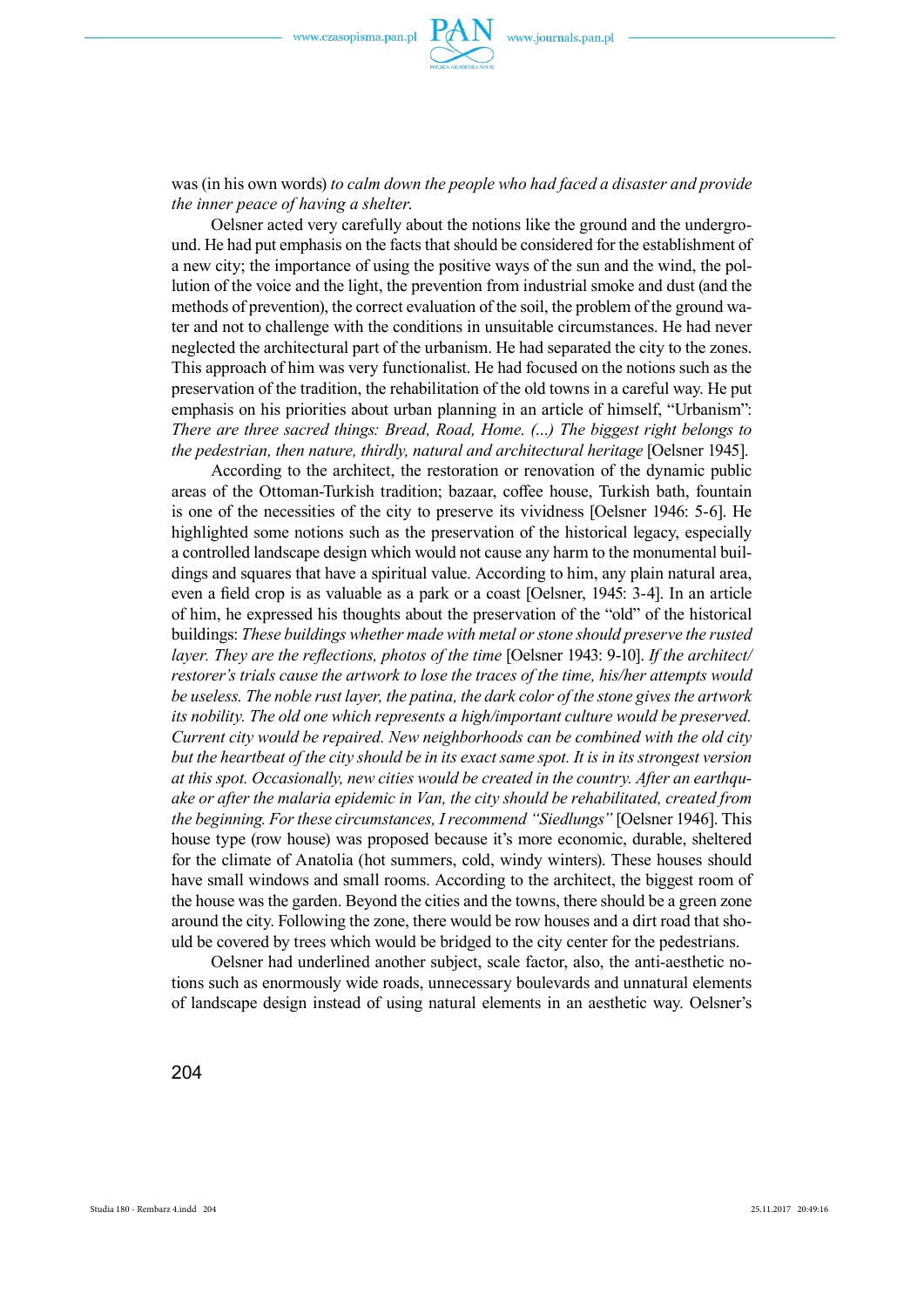was (in his own words) *to calm down the people who had faced a disaster and provide the inner peace of having a shelter.*

Oelsner acted very carefully about the notions like the ground and the underground. He had put emphasis on the facts that should be considered for the establishment of a new city; the importance of using the positive ways of the sun and the wind, the pollution of the voice and the light, the prevention from industrial smoke and dust (and the methods of prevention), the correct evaluation of the soil, the problem of the ground water and not to challenge with the conditions in unsuitable circumstances. He had never neglected the architectural part of the urbanism. He had separated the city to the zones. This approach of him was very functionalist. He had focused on the notions such as the preservation of the tradition, the rehabilitation of the old towns in a careful way. He put emphasis on his priorities about urban planning in an article of himself, "Urbanism": *There are three sacred things: Bread, Road, Home. (...) The biggest right belongs to the pedestrian, then nature, thirdly, natural and architectural heritage* [Oelsner 1945].

According to the architect, the restoration or renovation of the dynamic public areas of the Ottoman-Turkish tradition; bazaar, coffee house, Turkish bath, fountain is one of the necessities of the city to preserve its vividness [Oelsner 1946: 5-6]. He highlighted some notions such as the preservation of the historical legacy, especially a controlled landscape design which would not cause any harm to the monumental buildings and squares that have a spiritual value. According to him, any plain natural area, even a field crop is as valuable as a park or a coast [Oelsner, 1945: 3-4]. In an article of him, he expressed his thoughts about the preservation of the "old" of the historical buildings: *These buildings whether made with metal or stone should preserve the rusted layer. They are the reflections, photos of the time* [Oelsner 1943: 9-10]. *If the architect/restorer's trials cause the artwork to lose the traces of the time, his/her attempts would be useless. The noble rust layer, the patina, the dark color of the stone gives the artwork its nobility. The old one which represents a high/important culture would be preserved. Current city would be repaired. New neighborhoods can be combined with the old city but the heartbeat of the city should be in its exact same spot. It is in its strongest version at this spot. Occasionally, new cities would be created in the country. After an earthquake or after the malaria epidemic in Van, the city should be rehabilitated, created from the beginning. For these circumstances, I recommend "Siedlungs"* [Oelsner 1946]. This house type (row house) was proposed because it's more economic, durable, sheltered for the climate of Anatolia (hot summers, cold, windy winters). These houses should have small windows and small rooms. According to the architect, the biggest room of the house was the garden. Beyond the cities and the towns, there should be a green zone around the city. Following the zone, there would be row houses and a dirt road that should be covered by trees which would be bridged to the city center for the pedestrians.

Oelsner had underlined another subject, scale factor, also, the anti-aesthetic notions such as enormously wide roads, unnecessary boulevards and unnatural elements of landscape design instead of using natural elements in an aesthetic way. Oelsner's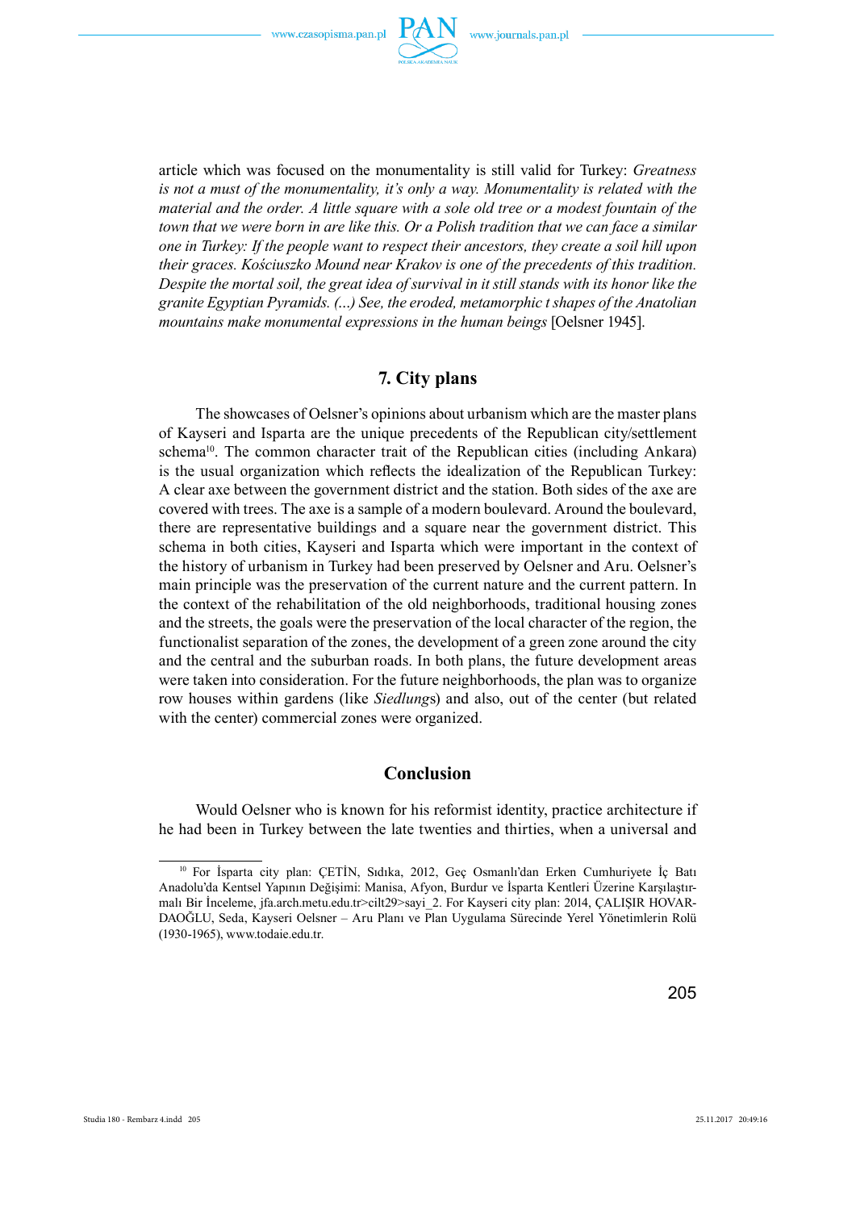article which was focused on the monumentality is still valid for Turkey: *Greatness is not a must of the monumentality, it's only a way. Monumentality is related with the material and the order. A little square with a sole old tree or a modest fountain of the town that we were born in are like this. Or a Polish tradition that we can face a similar one in Turkey: If the people want to respect their ancestors, they create a soil hill upon their graces. Kościuszko Mound near Krakov is one of the precedents of this tradition. Despite the mortal soil, the great idea of survival in it still stands with its honor like the granite Egyptian Pyramids. (...) See, the eroded, metamorphic t shapes of the Anatolian mountains make monumental expressions in the human beings* [Oelsner 1945].

## 7. City plans

The showcases of Oelsner's opinions about urbanism which are the master plans of Kayseri and Isparta are the unique precedents of the Republican city/settlement schema[10]. The common character trait of the Republican cities (including Ankara) is the usual organization which reflects the idealization of the Republican Turkey: A clear axe between the government district and the station. Both sides of the axe are covered with trees. The axe is a sample of a modern boulevard. Around the boulevard, there are representative buildings and a square near the government district. This schema in both cities, Kayseri and Isparta which were important in the context of the history of urbanism in Turkey had been preserved by Oelsner and Aru. Oelsner's main principle was the preservation of the current nature and the current pattern. In the context of the rehabilitation of the old neighborhoods, traditional housing zones and the streets, the goals were the preservation of the local character of the region, the functionalist separation of the zones, the development of a green zone around the city and the central and the suburban roads. In both plans, the future development areas were taken into consideration. For the future neighborhoods, the plan was to organize row houses within gardens (like *Siedlung*s) and also, out of the center (but related with the center) commercial zones were organized.

## Conclusion

Would Oelsner who is known for his reformist identity, practice architecture if he had been in Turkey between the late twenties and thirties, when a universal and

[10] For İsparta city plan: ÇETİN, Sıdıka, 2012, Geç Osmanlı'dan Erken Cumhuriyete İç Batı Anadolu'da Kentsel Yapının Değişimi: Manisa, Afyon, Burdur ve İsparta Kentleri Üzerine Karşılaştırmalı Bir İnceleme, jfa.arch.metu.edu.tr>cilt29>sayi_2. For Kayseri city plan: 2014, ÇALIŞIR HOVARDAOĞLU, Seda, Kayseri Oelsner – Aru Planı ve Plan Uygulama Sürecinde Yerel Yönetimlerin Rolü (1930-1965), www.todaie.edu.tr.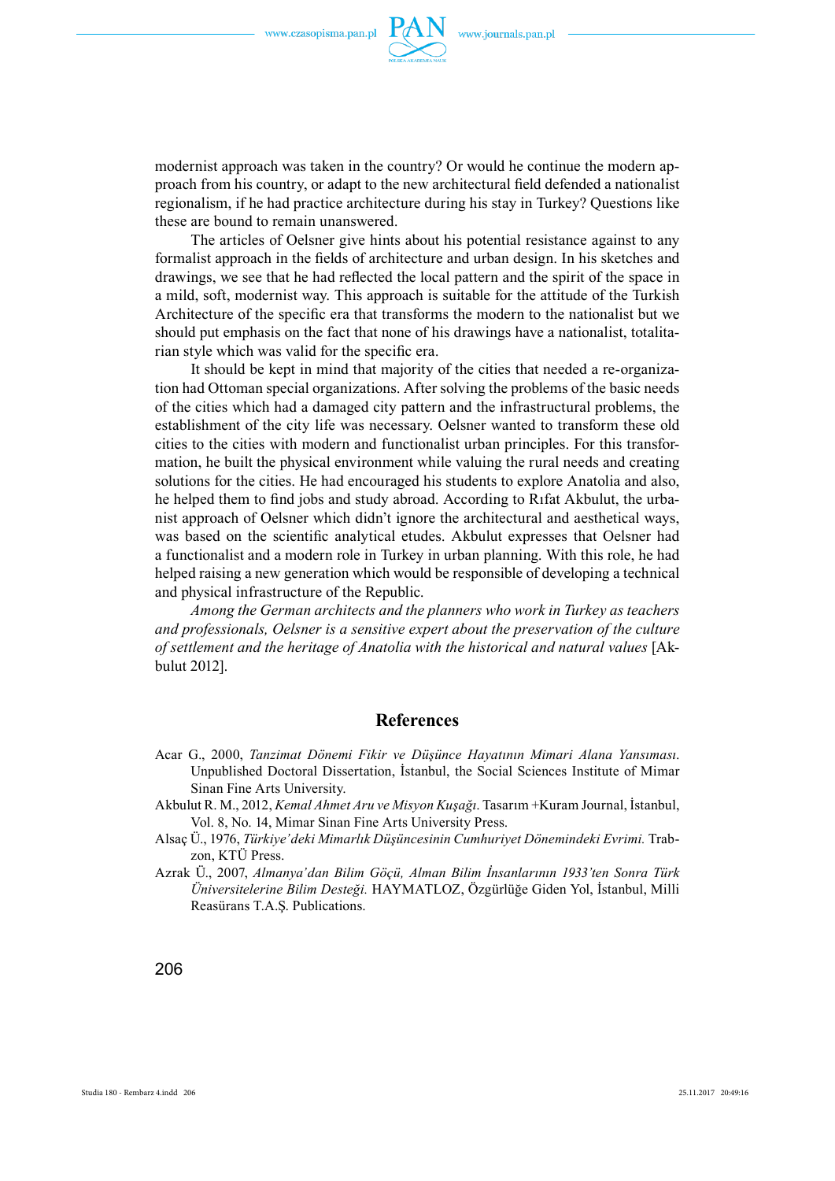modernist approach was taken in the country? Or would he continue the modern approach from his country, or adapt to the new architectural field defended a nationalist regionalism, if he had practice architecture during his stay in Turkey? Questions like these are bound to remain unanswered.

The articles of Oelsner give hints about his potential resistance against to any formalist approach in the fields of architecture and urban design. In his sketches and drawings, we see that he had reflected the local pattern and the spirit of the space in a mild, soft, modernist way. This approach is suitable for the attitude of the Turkish Architecture of the specific era that transforms the modern to the nationalist but we should put emphasis on the fact that none of his drawings have a nationalist, totalitarian style which was valid for the specific era.

It should be kept in mind that majority of the cities that needed a re-organization had Ottoman special organizations. After solving the problems of the basic needs of the cities which had a damaged city pattern and the infrastructural problems, the establishment of the city life was necessary. Oelsner wanted to transform these old cities to the cities with modern and functionalist urban principles. For this transformation, he built the physical environment while valuing the rural needs and creating solutions for the cities. He had encouraged his students to explore Anatolia and also, he helped them to find jobs and study abroad. According to Rıfat Akbulut, the urbanist approach of Oelsner which didn't ignore the architectural and aesthetical ways, was based on the scientific analytical etudes. Akbulut expresses that Oelsner had a functionalist and a modern role in Turkey in urban planning. With this role, he had helped raising a new generation which would be responsible of developing a technical and physical infrastructure of the Republic.

*Among the German architects and the planners who work in Turkey as teachers and professionals, Oelsner is a sensitive expert about the preservation of the culture of settlement and the heritage of Anatolia with the historical and natural values* [Akbulut 2012].

## References

Acar G., 2000, *Tanzimat Dönemi Fikir ve Düşünce Hayatının Mimari Alana Yansıması*. Unpublished Doctoral Dissertation, İstanbul, the Social Sciences Institute of Mimar Sinan Fine Arts University.

Akbulut R. M., 2012, *Kemal Ahmet Aru ve Misyon Kuşağı*. Tasarım +Kuram Journal, İstanbul, Vol. 8, No. 14, Mimar Sinan Fine Arts University Press.

Alsaç Ü., 1976, *Türkiye'deki Mimarlık Düşüncesinin Cumhuriyet Dönemindeki Evrimi.* Trabzon, KTÜ Press.

Azrak Ü., 2007, *Almanya'dan Bilim Göçü, Alman Bilim İnsanlarının 1933'ten Sonra Türk Üniversitelerine Bilim Desteği.* HAYMATLOZ, Özgürlüğe Giden Yol, İstanbul, Milli Reasürans T.A.Ş. Publications.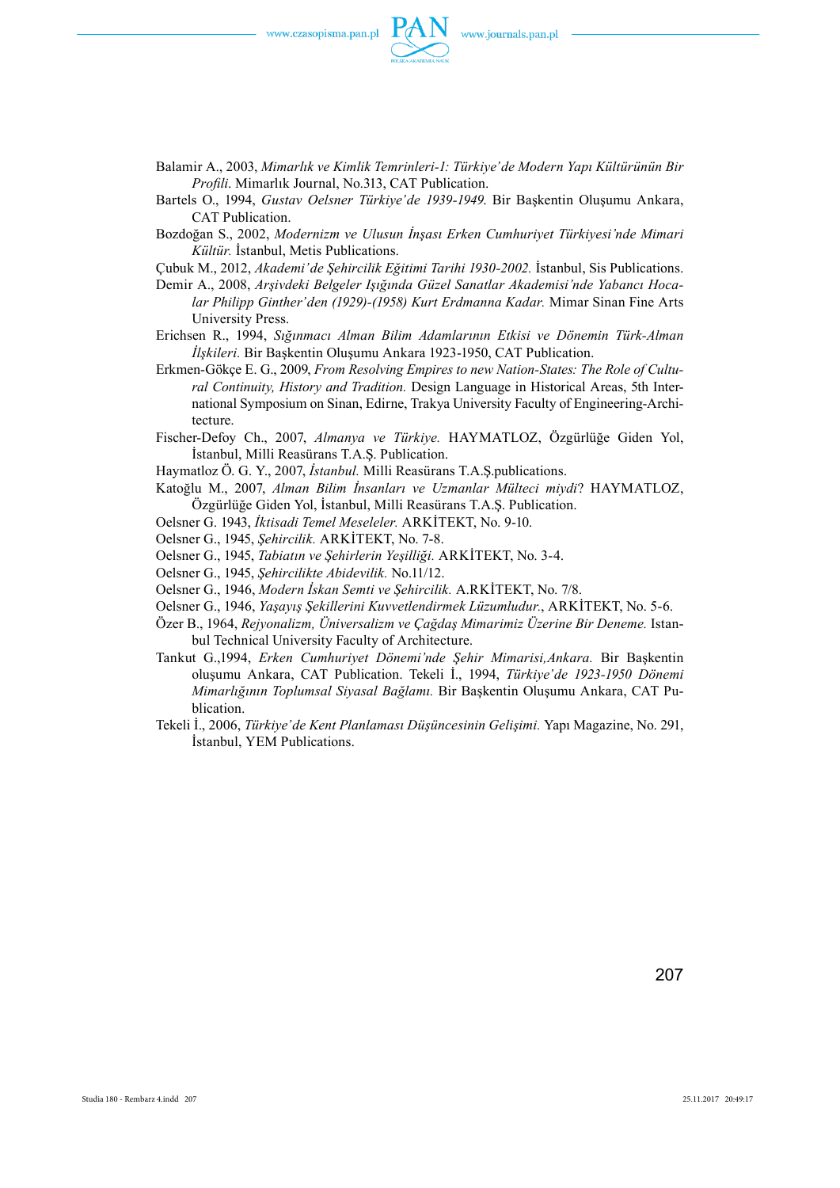Balamir A., 2003, *Mimarlık ve Kimlik Temrinleri-1: Türkiye'de Modern Yapı Kültürünün Bir Profili*. Mimarlık Journal, No.313, CAT Publication.

Bartels O., 1994, *Gustav Oelsner Türkiye'de 1939-1949.* Bir Başkentin Oluşumu Ankara, CAT Publication.

Bozdoğan S., 2002, *Modernizm ve Ulusun İnşası Erken Cumhuriyet Türkiyesi'nde Mimari Kültür.* İstanbul, Metis Publications.

Çubuk M., 2012, *Akademi'de Şehircilik Eğitimi Tarihi 1930-2002.* İstanbul, Sis Publications.

Demir A., 2008, *Arşivdeki Belgeler Işığında Güzel Sanatlar Akademisi'nde Yabancı Hocalar Philipp Ginther'den (1929)-(1958) Kurt Erdmanna Kadar.* Mimar Sinan Fine Arts University Press.

Erichsen R., 1994, *Sığınmacı Alman Bilim Adamlarının Etkisi ve Dönemin Türk-Alman İlşkileri.* Bir Başkentin Oluşumu Ankara 1923-1950, CAT Publication.

Erkmen-Gökçe E. G., 2009, *From Resolving Empires to new Nation-States: The Role of Cultural Continuity, History and Tradition.* Design Language in Historical Areas, 5th International Symposium on Sinan, Edirne, Trakya University Faculty of Engineering-Architecture.

Fischer-Defoy Ch., 2007, *Almanya ve Türkiye.* HAYMATLOZ, Özgürlüğe Giden Yol, İstanbul, Milli Reasürans T.A.Ş. Publication.

Haymatloz Ö. G. Y., 2007, *İstanbul.* Milli Reasürans T.A.Ş.publications.

Katoğlu M., 2007, *Alman Bilim İnsanları ve Uzmanlar Mülteci miydi*? HAYMATLOZ, Özgürlüğe Giden Yol, İstanbul, Milli Reasürans T.A.Ş. Publication.

Oelsner G. 1943, *İktisadi Temel Meseleler.* ARKİTEKT, No. 9-10.

Oelsner G., 1945, *Şehircilik.* ARKİTEKT, No. 7-8.

Oelsner G., 1945, *Tabiatın ve Şehirlerin Yeşilliği.* ARKİTEKT, No. 3-4.

Oelsner G., 1945, *Şehircilikte Abidevilik.* No.11/12.

Oelsner G., 1946, *Modern İskan Semti ve Şehircilik.* A.RKİTEKT, No. 7/8.

Oelsner G., 1946, *Yaşayış Şekillerini Kuvvetlendirmek Lüzumludur.*, ARKİTEKT, No. 5-6.

Özer B., 1964, *Rejyonalizm, Üniversalizm ve Çağdaş Mimarimiz Üzerine Bir Deneme.* Istanbul Technical University Faculty of Architecture.

Tankut G.,1994, *Erken Cumhuriyet Dönemi'nde Şehir Mimarisi,Ankara.* Bir Başkentin oluşumu Ankara, CAT Publication. Tekeli İ., 1994, *Türkiye'de 1923-1950 Dönemi Mimarlığının Toplumsal Siyasal Bağlamı.* Bir Başkentin Oluşumu Ankara, CAT Publication.

Tekeli İ., 2006, *Türkiye'de Kent Planlaması Düşüncesinin Gelişimi.* Yapı Magazine, No. 291, İstanbul, YEM Publications.